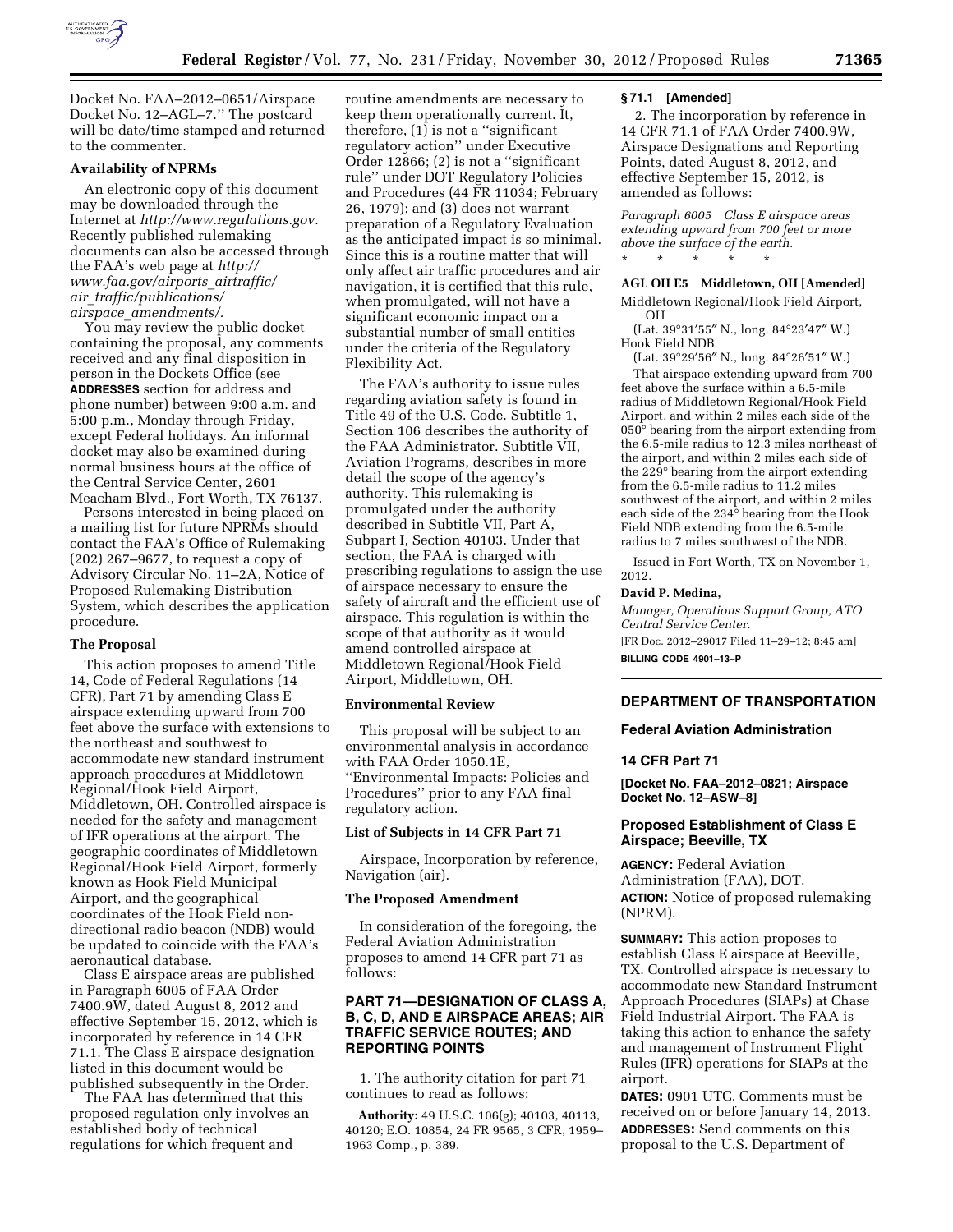Docket No. FAA–2012–0651/Airspace Docket No. 12–AGL–7.'' The postcard will be date/time stamped and returned to the commenter.

**Availability of NPRMs**

An electronic copy of this document may be downloaded through the Internet at *http://www.regulations.gov.* Recently published rulemaking documents can also be accessed through the FAA's web page at *http://www.faa.gov/airports_airtraffic/air_traffic/publications/airspace_amendments/.*

You may review the public docket containing the proposal, any comments received and any final disposition in person in the Dockets Office (see **ADDRESSES** section for address and phone number) between 9:00 a.m. and 5:00 p.m., Monday through Friday, except Federal holidays. An informal docket may also be examined during normal business hours at the office of the Central Service Center, 2601 Meacham Blvd., Fort Worth, TX 76137.

Persons interested in being placed on a mailing list for future NPRMs should contact the FAA's Office of Rulemaking (202) 267–9677, to request a copy of Advisory Circular No. 11–2A, Notice of Proposed Rulemaking Distribution System, which describes the application procedure.

**The Proposal**

This action proposes to amend Title 14, Code of Federal Regulations (14 CFR), Part 71 by amending Class E airspace extending upward from 700 feet above the surface with extensions to the northeast and southwest to accommodate new standard instrument approach procedures at Middletown Regional/Hook Field Airport, Middletown, OH. Controlled airspace is needed for the safety and management of IFR operations at the airport. The geographic coordinates of Middletown Regional/Hook Field Airport, formerly known as Hook Field Municipal Airport, and the geographical coordinates of the Hook Field non-directional radio beacon (NDB) would be updated to coincide with the FAA's aeronautical database.

Class E airspace areas are published in Paragraph 6005 of FAA Order 7400.9W, dated August 8, 2012 and effective September 15, 2012, which is incorporated by reference in 14 CFR 71.1. The Class E airspace designation listed in this document would be published subsequently in the Order.

The FAA has determined that this proposed regulation only involves an established body of technical regulations for which frequent and routine amendments are necessary to keep them operationally current. It, therefore, (1) is not a ''significant regulatory action'' under Executive Order 12866; (2) is not a ''significant rule'' under DOT Regulatory Policies and Procedures (44 FR 11034; February 26, 1979); and (3) does not warrant preparation of a Regulatory Evaluation as the anticipated impact is so minimal. Since this is a routine matter that will only affect air traffic procedures and air navigation, it is certified that this rule, when promulgated, will not have a significant economic impact on a substantial number of small entities under the criteria of the Regulatory Flexibility Act.

The FAA's authority to issue rules regarding aviation safety is found in Title 49 of the U.S. Code. Subtitle 1, Section 106 describes the authority of the FAA Administrator. Subtitle VII, Aviation Programs, describes in more detail the scope of the agency's authority. This rulemaking is promulgated under the authority described in Subtitle VII, Part A, Subpart I, Section 40103. Under that section, the FAA is charged with prescribing regulations to assign the use of airspace necessary to ensure the safety of aircraft and the efficient use of airspace. This regulation is within the scope of that authority as it would amend controlled airspace at Middletown Regional/Hook Field Airport, Middletown, OH.

**Environmental Review**

This proposal will be subject to an environmental analysis in accordance with FAA Order 1050.1E, ''Environmental Impacts: Policies and Procedures'' prior to any FAA final regulatory action.

**List of Subjects in 14 CFR Part 71**

Airspace, Incorporation by reference, Navigation (air).

**The Proposed Amendment**

In consideration of the foregoing, the Federal Aviation Administration proposes to amend 14 CFR part 71 as follows:

**PART 71—DESIGNATION OF CLASS A, B, C, D, AND E AIRSPACE AREAS; AIR TRAFFIC SERVICE ROUTES; AND REPORTING POINTS**

1. The authority citation for part 71 continues to read as follows:

**Authority:** 49 U.S.C. 106(g); 40103, 40113, 40120; E.O. 10854, 24 FR 9565, 3 CFR, 1959–1963 Comp., p. 389.

**§ 71.1 [Amended]**

2. The incorporation by reference in 14 CFR 71.1 of FAA Order 7400.9W, Airspace Designations and Reporting Points, dated August 8, 2012, and effective September 15, 2012, is amended as follows:

*Paragraph 6005 Class E airspace areas extending upward from 700 feet or more above the surface of the earth.*

\* \* \* \* \*

**AGL OH E5 Middletown, OH [Amended]**

Middletown Regional/Hook Field Airport, OH

(Lat. 39°31′55″ N., long. 84°23′47″ W.)

Hook Field NDB

(Lat. 39°29′56″ N., long. 84°26′51″ W.)

That airspace extending upward from 700 feet above the surface within a 6.5-mile radius of Middletown Regional/Hook Field Airport, and within 2 miles each side of the 050° bearing from the airport extending from the 6.5-mile radius to 12.3 miles northeast of the airport, and within 2 miles each side of the 229° bearing from the airport extending from the 6.5-mile radius to 11.2 miles southwest of the airport, and within 2 miles each side of the 234° bearing from the Hook Field NDB extending from the 6.5-mile radius to 7 miles southwest of the NDB.

Issued in Fort Worth, TX on November 1, 2012.

**David P. Medina,**

*Manager, Operations Support Group, ATO Central Service Center.*

[FR Doc. 2012–29017 Filed 11–29–12; 8:45 am]

**BILLING CODE 4901–13–P**

---

## DEPARTMENT OF TRANSPORTATION

### Federal Aviation Administration

### 14 CFR Part 71

**[Docket No. FAA–2012–0821; Airspace Docket No. 12–ASW–8]**

### Proposed Establishment of Class E Airspace; Beeville, TX

**AGENCY:** Federal Aviation Administration (FAA), DOT.

**ACTION:** Notice of proposed rulemaking (NPRM).

**SUMMARY:** This action proposes to establish Class E airspace at Beeville, TX. Controlled airspace is necessary to accommodate new Standard Instrument Approach Procedures (SIAPs) at Chase Field Industrial Airport. The FAA is taking this action to enhance the safety and management of Instrument Flight Rules (IFR) operations for SIAPs at the airport.

**DATES:** 0901 UTC. Comments must be received on or before January 14, 2013.

**ADDRESSES:** Send comments on this proposal to the U.S. Department of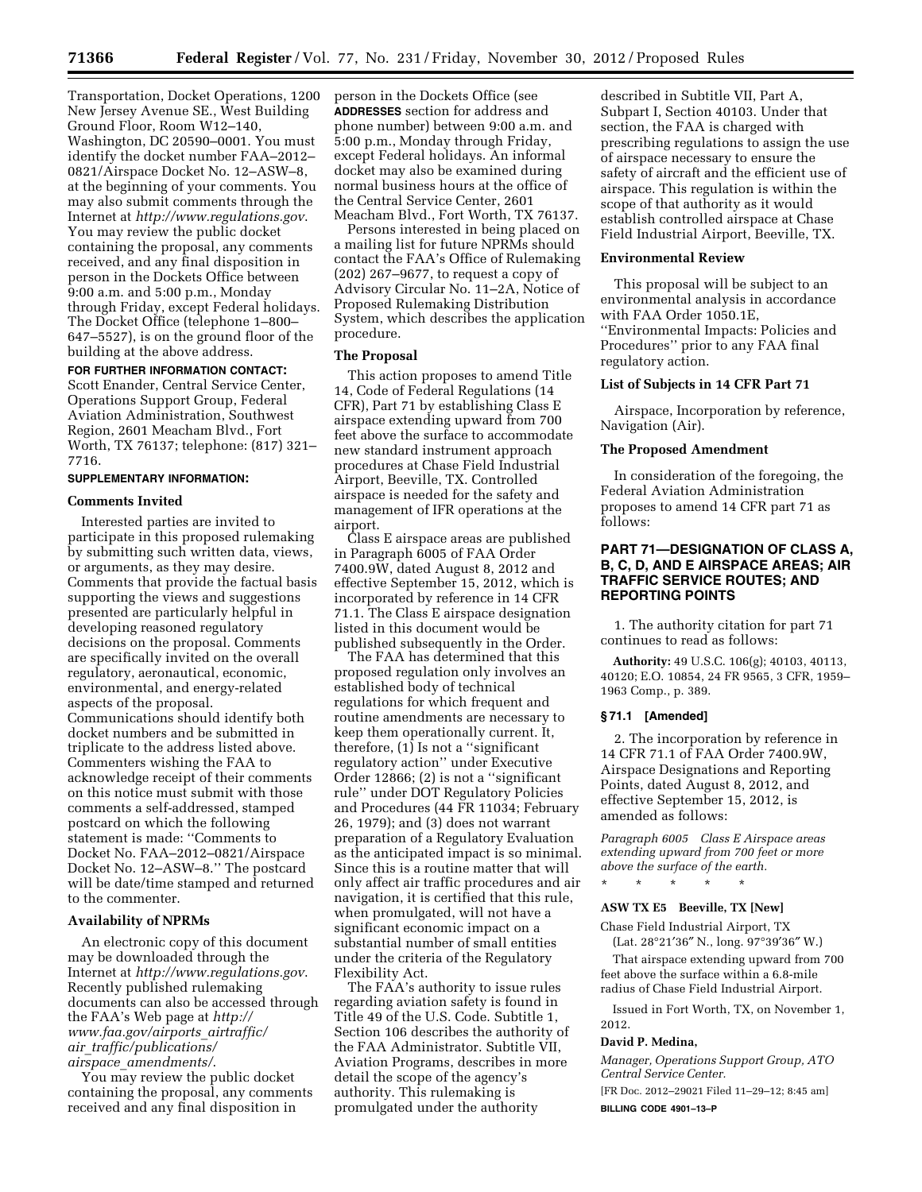Transportation, Docket Operations, 1200 New Jersey Avenue SE., West Building Ground Floor, Room W12–140, Washington, DC 20590–0001. You must identify the docket number FAA–2012–0821/Airspace Docket No. 12–ASW–8, at the beginning of your comments. You may also submit comments through the Internet at *http://www.regulations.gov*. You may review the public docket containing the proposal, any comments received, and any final disposition in person in the Dockets Office between 9:00 a.m. and 5:00 p.m., Monday through Friday, except Federal holidays. The Docket Office (telephone 1–800–647–5527), is on the ground floor of the building at the above address.

**FOR FURTHER INFORMATION CONTACT:** Scott Enander, Central Service Center, Operations Support Group, Federal Aviation Administration, Southwest Region, 2601 Meacham Blvd., Fort Worth, TX 76137; telephone: (817) 321–7716.

**SUPPLEMENTARY INFORMATION:**

## Comments Invited

Interested parties are invited to participate in this proposed rulemaking by submitting such written data, views, or arguments, as they may desire. Comments that provide the factual basis supporting the views and suggestions presented are particularly helpful in developing reasoned regulatory decisions on the proposal. Comments are specifically invited on the overall regulatory, aeronautical, economic, environmental, and energy-related aspects of the proposal. Communications should identify both docket numbers and be submitted in triplicate to the address listed above. Commenters wishing the FAA to acknowledge receipt of their comments on this notice must submit with those comments a self-addressed, stamped postcard on which the following statement is made: ''Comments to Docket No. FAA–2012–0821/Airspace Docket No. 12–ASW–8.'' The postcard will be date/time stamped and returned to the commenter.

## Availability of NPRMs

An electronic copy of this document may be downloaded through the Internet at *http://www.regulations.gov*. Recently published rulemaking documents can also be accessed through the FAA's Web page at *http://www.faa.gov/airports_airtraffic/air_traffic/publications/airspace_amendments/*.

You may review the public docket containing the proposal, any comments received and any final disposition in person in the Dockets Office (see **ADDRESSES** section for address and phone number) between 9:00 a.m. and 5:00 p.m., Monday through Friday, except Federal holidays. An informal docket may also be examined during normal business hours at the office of the Central Service Center, 2601 Meacham Blvd., Fort Worth, TX 76137.

Persons interested in being placed on a mailing list for future NPRMs should contact the FAA's Office of Rulemaking (202) 267–9677, to request a copy of Advisory Circular No. 11–2A, Notice of Proposed Rulemaking Distribution System, which describes the application procedure.

## The Proposal

This action proposes to amend Title 14, Code of Federal Regulations (14 CFR), Part 71 by establishing Class E airspace extending upward from 700 feet above the surface to accommodate new standard instrument approach procedures at Chase Field Industrial Airport, Beeville, TX. Controlled airspace is needed for the safety and management of IFR operations at the airport.

Class E airspace areas are published in Paragraph 6005 of FAA Order 7400.9W, dated August 8, 2012 and effective September 15, 2012, which is incorporated by reference in 14 CFR 71.1. The Class E airspace designation listed in this document would be published subsequently in the Order.

The FAA has determined that this proposed regulation only involves an established body of technical regulations for which frequent and routine amendments are necessary to keep them operationally current. It, therefore, (1) Is not a ''significant regulatory action'' under Executive Order 12866; (2) is not a ''significant rule'' under DOT Regulatory Policies and Procedures (44 FR 11034; February 26, 1979); and (3) does not warrant preparation of a Regulatory Evaluation as the anticipated impact is so minimal. Since this is a routine matter that will only affect air traffic procedures and air navigation, it is certified that this rule, when promulgated, will not have a significant economic impact on a substantial number of small entities under the criteria of the Regulatory Flexibility Act.

The FAA's authority to issue rules regarding aviation safety is found in Title 49 of the U.S. Code. Subtitle 1, Section 106 describes the authority of the FAA Administrator. Subtitle VII, Aviation Programs, describes in more detail the scope of the agency's authority. This rulemaking is promulgated under the authority described in Subtitle VII, Part A, Subpart I, Section 40103. Under that section, the FAA is charged with prescribing regulations to assign the use of airspace necessary to ensure the safety of aircraft and the efficient use of airspace. This regulation is within the scope of that authority as it would establish controlled airspace at Chase Field Industrial Airport, Beeville, TX.

## Environmental Review

This proposal will be subject to an environmental analysis in accordance with FAA Order 1050.1E, ''Environmental Impacts: Policies and Procedures'' prior to any FAA final regulatory action.

## List of Subjects in 14 CFR Part 71

Airspace, Incorporation by reference, Navigation (Air).

## The Proposed Amendment

In consideration of the foregoing, the Federal Aviation Administration proposes to amend 14 CFR part 71 as follows:

## PART 71—DESIGNATION OF CLASS A, B, C, D, AND E AIRSPACE AREAS; AIR TRAFFIC SERVICE ROUTES; AND REPORTING POINTS

1. The authority citation for part 71 continues to read as follows:

**Authority:** 49 U.S.C. 106(g); 40103, 40113, 40120; E.O. 10854, 24 FR 9565, 3 CFR, 1959–1963 Comp., p. 389.

### § 71.1 [Amended]

2. The incorporation by reference in 14 CFR 71.1 of FAA Order 7400.9W, Airspace Designations and Reporting Points, dated August 8, 2012, and effective September 15, 2012, is amended as follows:

*Paragraph 6005 Class E Airspace areas extending upward from 700 feet or more above the surface of the earth.*

\* \* \* \* \*

**ASW TX E5 Beeville, TX [New]**

Chase Field Industrial Airport, TX
(Lat. 28°21′36″ N., long. 97°39′36″ W.)

That airspace extending upward from 700 feet above the surface within a 6.8-mile radius of Chase Field Industrial Airport.

Issued in Fort Worth, TX, on November 1, 2012.

**David P. Medina,**

*Manager, Operations Support Group, ATO Central Service Center.*

[FR Doc. 2012–29021 Filed 11–29–12; 8:45 am]

**BILLING CODE 4901–13–P**